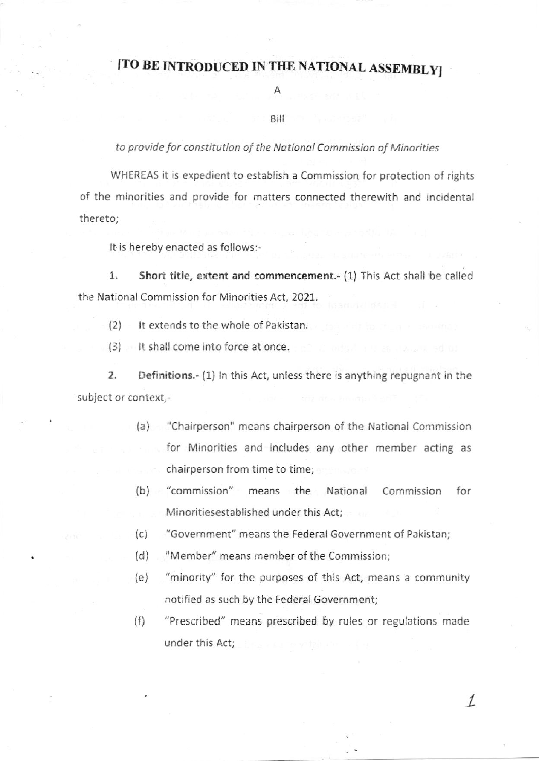# [TO BE INTRODUCED IN THE NATIONAL ASSEMBLY]

A

Bill

*to provide for constitution of the National Commission of Minorities*

WHEREAS it is expedient to establish a Commission for protection of rights of the minorities and provide for matters connected therewith and incidental thereto;

It is hereby enacted as follows:-

1. **Short title, extent and commencement.**- (1) This Act shall be called the National Commission for Minorities Act, 2021.

(2) It extends to the whole of Pakistan.

(3) It shall come into force at once.

2. **Definitions.**- (1) In this Act, unless there is anything repugnant in the subject or context,-

(a) "Chairperson" means chairperson of the National Commission for Minorities and includes any other member acting as chairperson from time to time;

(b) "commission" means the National Commission for Minoritiesestablished under this Act;

(c) "Government" means the Federal Government of Pakistan;

(d) "Member" means member of the Commission;

(e) "minority" for the purposes of this Act, means a community notified as such by the Federal Government;

(f) "Prescribed" means prescribed by rules or regulations made under this Act;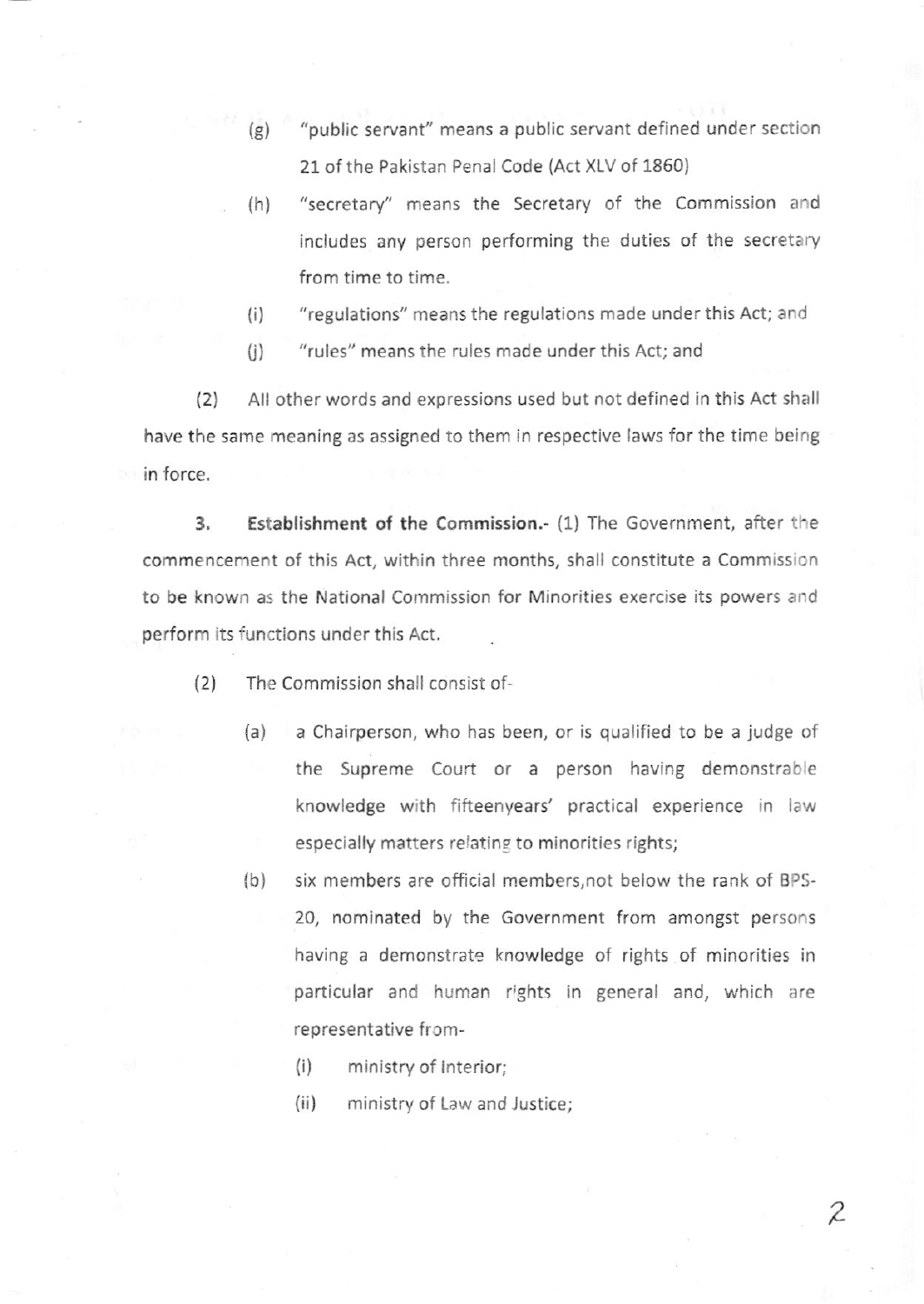(g) "public servant" means a public servant defined under section 21 of the Pakistan Penal Code (Act XLV of 1860)

(h) "secretary" means the Secretary of the Commission and includes any person performing the duties of the secretary from time to time.

(i) "regulations" means the regulations made under this Act; and

(j) "rules" means the rules made under this Act; and

(2) All other words and expressions used but not defined in this Act shall have the same meaning as assigned to them in respective laws for the time being in force.

3. **Establishment of the Commission.**- (1) The Government, after the commencement of this Act, within three months, shall constitute a Commission to be known as the National Commission for Minorities exercise its powers and perform its functions under this Act.

(2) The Commission shall consist of-

(a) a Chairperson, who has been, or is qualified to be a judge of the Supreme Court or a person having demonstrable knowledge with fifteenyears' practical experience in law especially matters relating to minorities rights;

(b) six members are official members,not below the rank of BPS-20, nominated by the Government from amongst persons having a demonstrate knowledge of rights of minorities in particular and human rights in general and, which are representative from-

(i) ministry of Interior;

(ii) ministry of Law and Justice;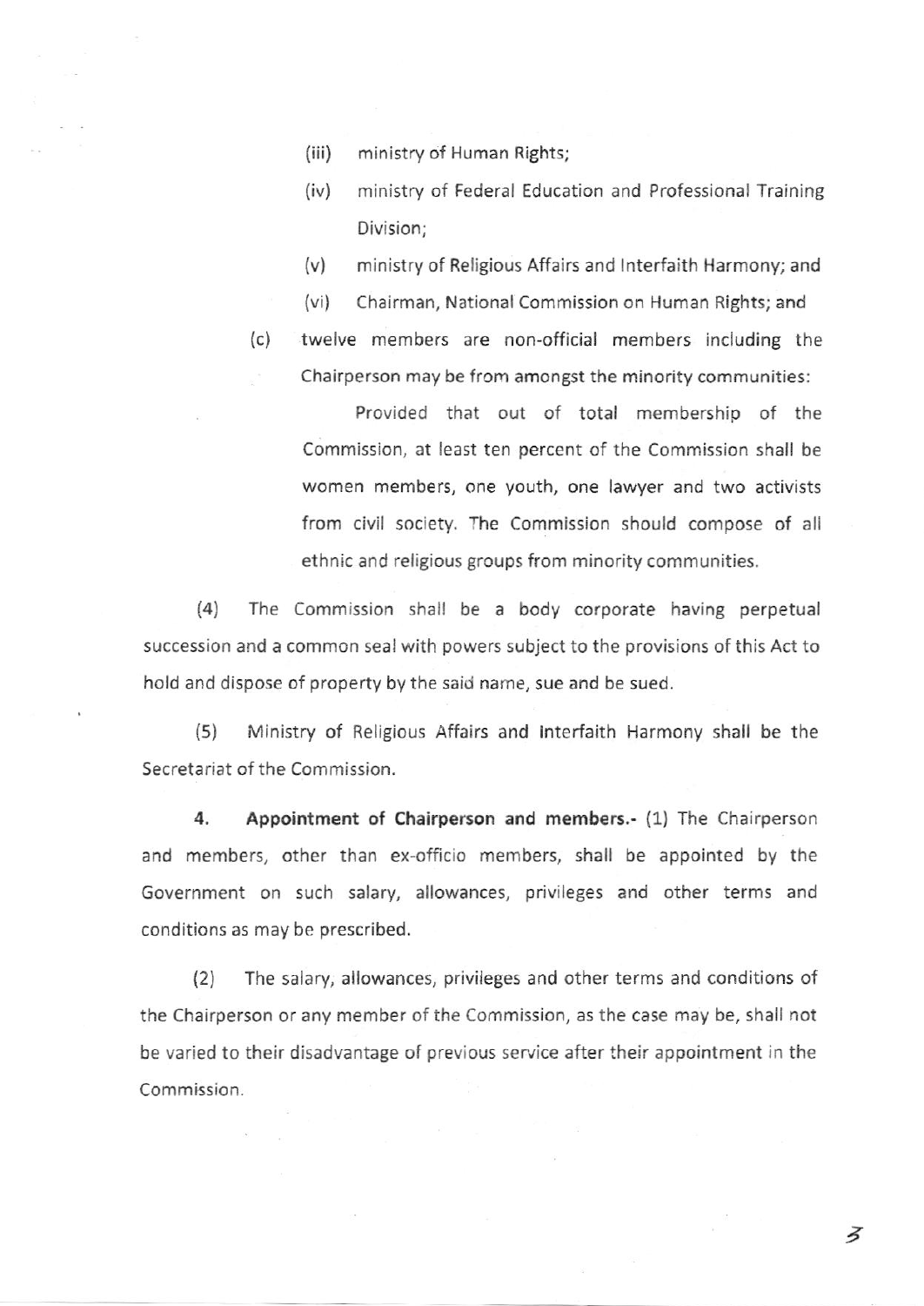(iii) ministry of Human Rights;

(iv) ministry of Federal Education and Professional Training Division;

(v) ministry of Religious Affairs and Interfaith Harmony; and

(vi) Chairman, National Commission on Human Rights; and

(c) twelve members are non-official members including the Chairperson may be from amongst the minority communities:

Provided that out of total membership of the Commission, at least ten percent of the Commission shall be women members, one youth, one lawyer and two activists from civil society. The Commission should compose of all ethnic and religious groups from minority communities.

(4) The Commission shall be a body corporate having perpetual succession and a common seal with powers subject to the provisions of this Act to hold and dispose of property by the said name, sue and be sued.

(5) Ministry of Religious Affairs and Interfaith Harmony shall be the Secretariat of the Commission.

**4. Appointment of Chairperson and members.-** (1) The Chairperson and members, other than ex-officio members, shall be appointed by the Government on such salary, allowances, privileges and other terms and conditions as may be prescribed.

(2) The salary, allowances, privileges and other terms and conditions of the Chairperson or any member of the Commission, as the case may be, shall not be varied to their disadvantage of previous service after their appointment in the Commission.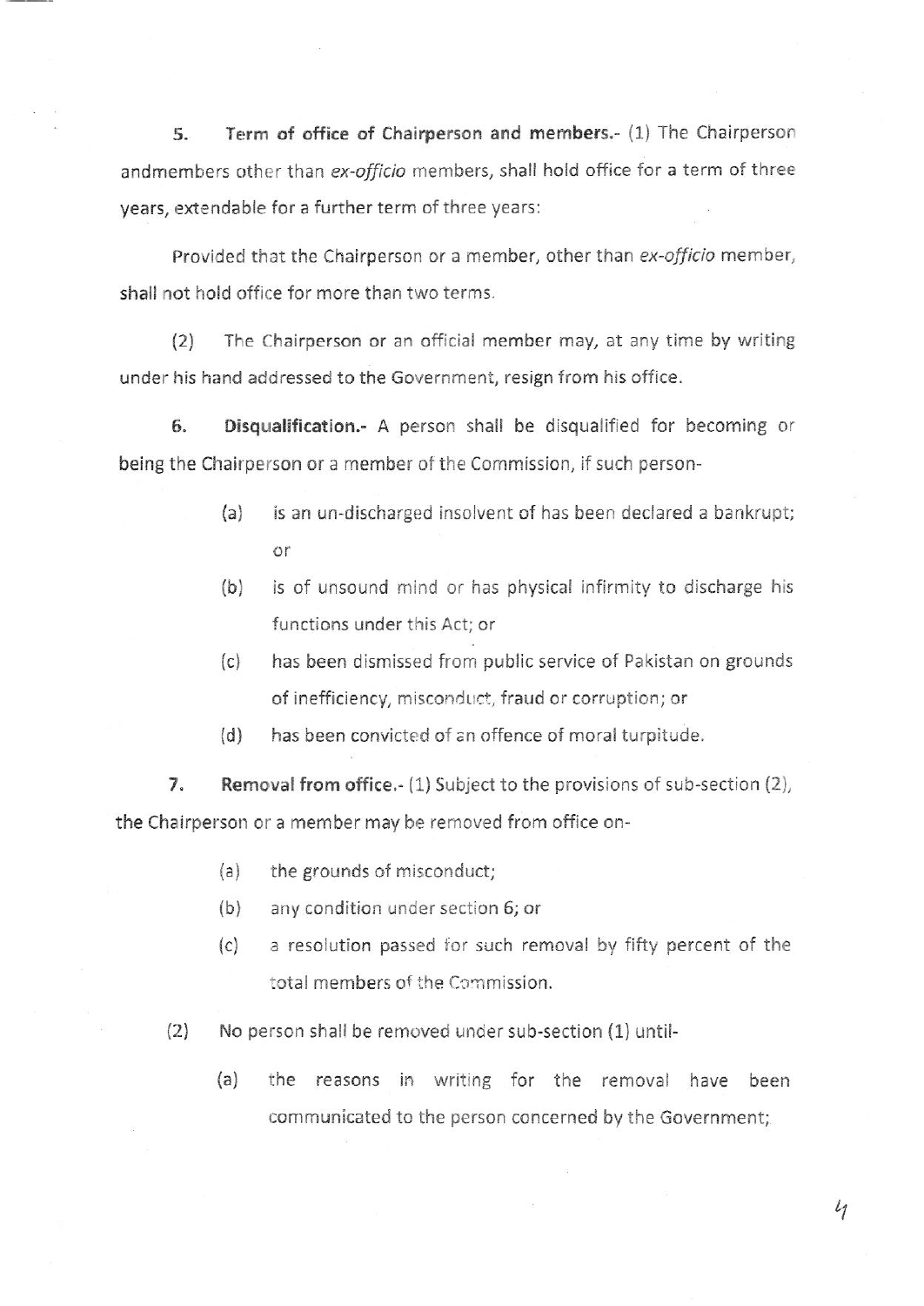**5. Term of office of Chairperson and members.**- (1) The Chairperson andmembers other than *ex-officio* members, shall hold office for a term of three years, extendable for a further term of three years:

Provided that the Chairperson or a member, other than *ex-officio* member, shall not hold office for more than two terms.

(2) The Chairperson or an official member may, at any time by writing under his hand addressed to the Government, resign from his office.

**6. Disqualification.**- A person shall be disqualified for becoming or being the Chairperson or a member of the Commission, if such person-

(a) is an un-discharged insolvent of has been declared a bankrupt; or

(b) is of unsound mind or has physical infirmity to discharge his functions under this Act; or

(c) has been dismissed from public service of Pakistan on grounds of inefficiency, misconduct, fraud or corruption; or

(d) has been convicted of an offence of moral turpitude.

**7. Removal from office.**- (1) Subject to the provisions of sub-section (2), the Chairperson or a member may be removed from office on-

(a) the grounds of misconduct;

(b) any condition under section 6; or

(c) a resolution passed for such removal by fifty percent of the total members of the Commission.

(2) No person shall be removed under sub-section (1) until-

(a) the reasons in writing for the removal have been communicated to the person concerned by the Government;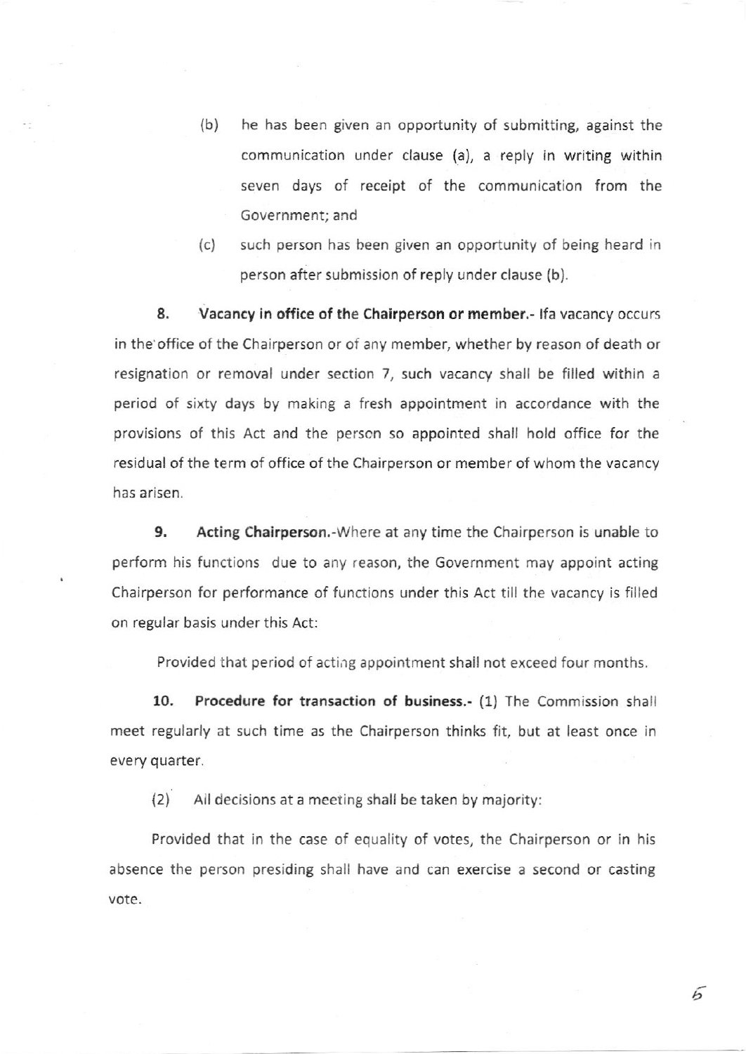(b) he has been given an opportunity of submitting, against the communication under clause (a), a reply in writing within seven days of receipt of the communication from the Government; and

(c) such person has been given an opportunity of being heard in person after submission of reply under clause (b).

**8. Vacancy in office of the Chairperson or member.-** Ifa vacancy occurs in the office of the Chairperson or of any member, whether by reason of death or resignation or removal under section 7, such vacancy shall be filled within a period of sixty days by making a fresh appointment in accordance with the provisions of this Act and the person so appointed shall hold office for the residual of the term of office of the Chairperson or member of whom the vacancy has arisen.

**9. Acting Chairperson.-**Where at any time the Chairperson is unable to perform his functions due to any reason, the Government may appoint acting Chairperson for performance of functions under this Act till the vacancy is filled on regular basis under this Act:

Provided that period of acting appointment shall not exceed four months.

**10. Procedure for transaction of business.-** (1) The Commission shall meet regularly at such time as the Chairperson thinks fit, but at least once in every quarter.

(2) All decisions at a meeting shall be taken by majority:

Provided that in the case of equality of votes, the Chairperson or in his absence the person presiding shall have and can exercise a second or casting vote.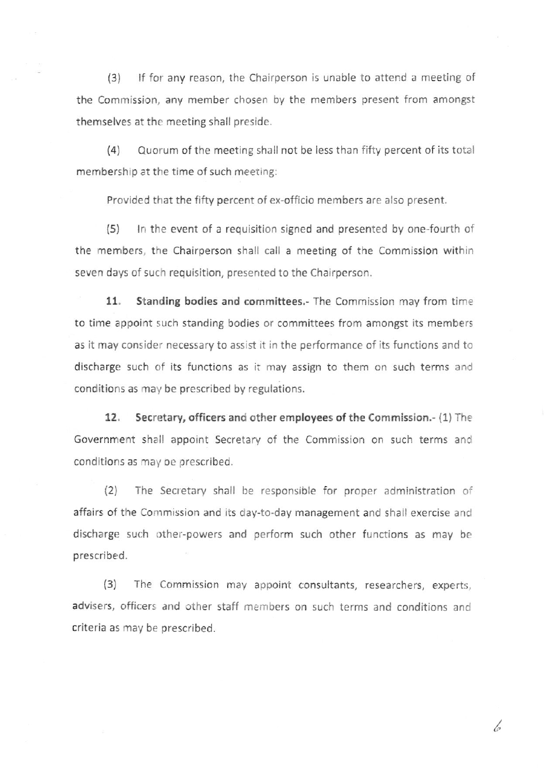(3) If for any reason, the Chairperson is unable to attend a meeting of the Commission, any member chosen by the members present from amongst themselves at the meeting shall preside.

(4) Quorum of the meeting shall not be less than fifty percent of its total membership at the time of such meeting:

Provided that the fifty percent of ex-officio members are also present.

(5) In the event of a requisition signed and presented by one-fourth of the members, the Chairperson shall call a meeting of the Commission within seven days of such requisition, presented to the Chairperson.

**11. Standing bodies and committees.-** The Commission may from time to time appoint such standing bodies or committees from amongst its members as it may consider necessary to assist it in the performance of its functions and to discharge such of its functions as it may assign to them on such terms and conditions as may be prescribed by regulations.

**12. Secretary, officers and other employees of the Commission.-** (1) The Government shall appoint Secretary of the Commission on such terms and conditions as may be prescribed.

(2) The Secretary shall be responsible for proper administration of affairs of the Commission and its day-to-day management and shall exercise and discharge such other-powers and perform such other functions as may be prescribed.

(3) The Commission may appoint consultants, researchers, experts, advisers, officers and other staff members on such terms and conditions and criteria as may be prescribed.